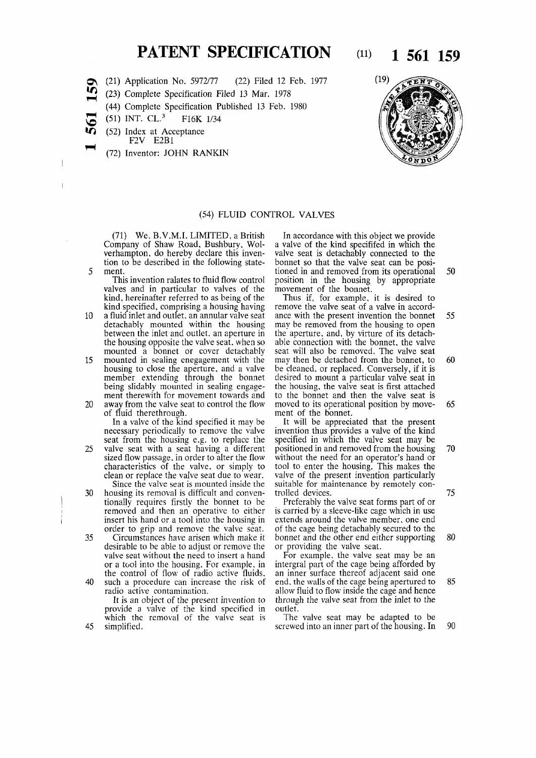# PATENT SPECIFICATION

(11) 1 561 159

(21) Application No. 5972/77 (22) Filed 12 Feb. 1977

(23) Complete Specification Filed 13 Mar. 1978

(44) Complete Specification Published 13 Feb. 1980

(51) INT. CL.$^3$ F16K 1/34

(52) Index at Acceptance F2V E2B1

(72) Inventor: JOHN RANKIN

(19)

## (54) FLUID CONTROL VALVES

(71) We, B.V.M.I. LIMITED, a British Company of Shaw Road, Bushbury, Wolverhampton, do hereby declare this invention to be described in the following statement.

This invention ralates to fluid flow control valves and in particular to valves of the kind, hereinafter referred to as being of the kind specified, comprising a housing having a fluid inlet and outlet, an annular valve seat detachably mounted within the housing between the inlet and outlet, an aperture in the housing opposite the valve seat, when so mounted a bonnet or cover detachably mounted in sealing enegagement with the housing to close the aperture, and a valve member extending through the bonnet being slidably mounted in sealing engagement therewith for movement towards and away from the valve seat to control the flow of fluid therethrough.

In a valve of the kind specified it may be necessary periodically to remove the valve seat from the housing e.g. to replace the valve seat with a seat having a different sized flow passage, in order to alter the flow characteristics of the valve, or simply to clean or replace the valve seat due to wear.

Since the valve seat is mounted inside the housing its removal is difficult and conventionally requires firstly the bonnet to be removed and then an operative to either insert his hand or a tool into the housing in order to grip and remove the valve seat.

Circumstances have arisen which make it desirable to be able to adjust or remove the valve seat without the need to insert a hand or a tool into the housing. For example, in the control of flow of radio active fluids, such a procedure can increase the risk of radio active contamination.

It is an object of the present invention to provide a valve of the kind specified in which the removal of the valve seat is simplified.

In accordance with this object we provide a valve of the kind specifed in which the valve seat is detachably connected to the bonnet so that the valve seat can be positioned in and removed from its operational position in the housing by appropriate movement of the bonnet.

Thus if, for example, it is desired to remove the valve seat of a valve in accordance with the present invention the bonnet may be removed from the housing to open the aperture, and, by virture of its detachable connection with the bonnet, the valve seat will also be removed. The valve seat may then be detached from the bonnet, to be cleaned, or replaced. Conversely, if it is desired to mount a particular valve seat in the housing, the valve seat is first attached to the bonnet and then the valve seat is moved to its operational position by movement of the bonnet.

It will be appreciated that the present invention thus provides a valve of the kind specified in which the valve seat may be positioned in and removed from the housing without the need for an operator's hand or tool to enter the housing. This makes the valve of the present invention particularly suitable for maintenance by remotely controlled devices.

Preferably the valve seat forms part of or is carried by a sleeve-like cage which in use extends around the valve member, one end of the cage being detachably secured to the bonnet and the other end either supporting or providing the valve seat.

For example, the valve seat may be an intergral part of the cage being afforded by an inner surface thereof adjacent said one end, the walls of the cage being apertured to allow fluid to flow inside the cage and hence through the valve seat from the inlet to the outlet.

The valve seat may be adapted to be screwed into an inner part of the housing. In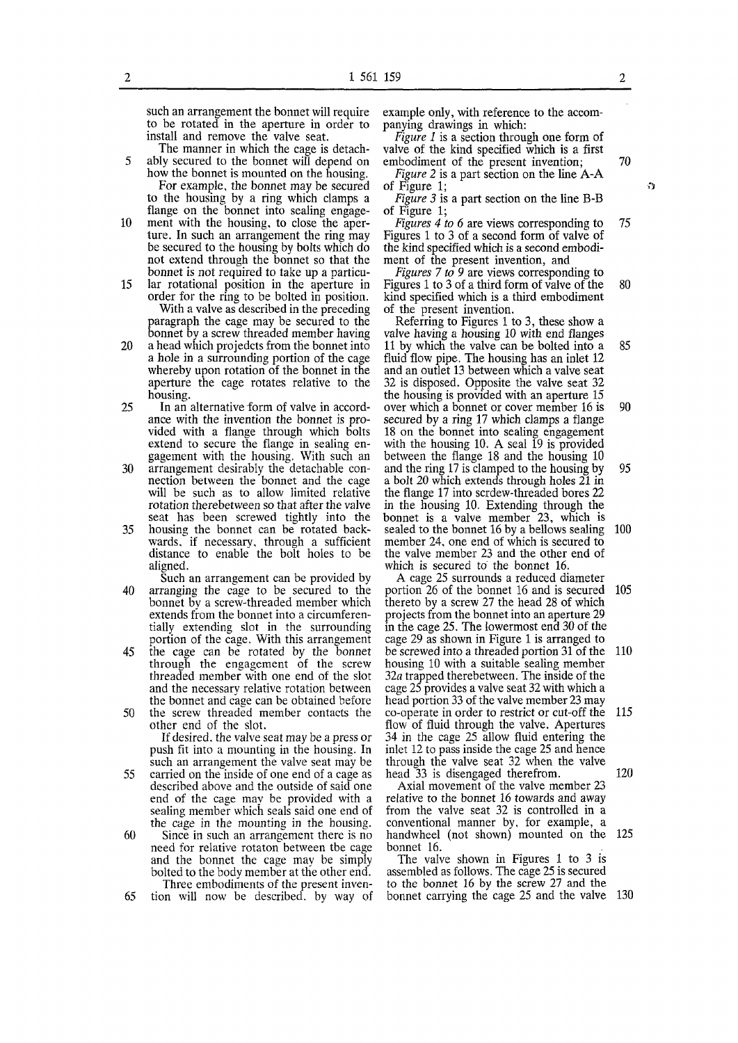such an arrangement the bonnet will require to be rotated in the aperture in order to install and remove the valve seat.

The manner in which the cage is detachably secured to the bonnet will depend on how the bonnet is mounted on the housing.

For example, the bonnet may be secured to the housing by a ring which clamps a flange on the bonnet into sealing engagement with the housing, to close the aperture. In such an arrangement the ring may be secured to the housing by bolts which do not extend through the bonnet so that the bonnet is not required to take up a particular rotational position in the aperture in order for the ring to be bolted in position.

With a valve as described in the preceding paragraph the cage may be secured to the bonnet by a screw threaded member having a head which projedcts from the bonnet into a hole in a surrounding portion of the cage whereby upon rotation of the bonnet in the aperture the cage rotates relative to the housing.

In an alternative form of valve in accordance with the invention the bonnet is provided with a flange through which bolts extend to secure the flange in sealing engagement with the housing. With such an arrangement desirably the detachable connection between the bonnet and the cage will be such as to allow limited relative rotation therebetween so that after the valve seat has been screwed tightly into the housing the bonnet can be rotated backwards, if necessary, through a sufficient distance to enable the bolt holes to be aligned.

Such an arrangement can be provided by arranging the cage to be secured to the bonnet by a screw-threaded member which extends from the bonnet into a circumferentially extending slot in the surrounding portion of the cage. With this arrangement the cage can be rotated by the bonnet through the engagement of the screw threaded member with one end of the slot and the necessary relative rotation between the bonnet and cage can be obtained before the screw threaded member contacts the other end of the slot.

If desired, the valve seat may be a press or push fit into a mounting in the housing. In such an arrangement the valve seat may be carried on the inside of one end of a cage as described above and the outside of said one end of the cage may be provided with a sealing member which seals said one end of the cage in the mounting in the housing.

Since in such an arrangement there is no need for relative rotaton between tbe cage and the bonnet the cage may be simply bolted to the body member at the other end.

Three embodiments of the present invention will now be described, by way of example only, with reference to the accompanying drawings in which:

*Figure 1* is a section through one form of valve of the kind specified which is a first embodiment of the present invention;

*Figure 2* is a part section on the line A-A of Figure 1;

*Figure 3* is a part section on the line B-B of Figure 1;

*Figures 4 to 6* are views corresponding to Figures 1 to 3 of a second form of valve of the kind specified which is a second embodiment of the present invention, and

*Figures 7 to 9* are views corresponding to Figures 1 to 3 of a third form of valve of the kind specified which is a third embodiment of the present invention.

Referring to Figures 1 to 3, these show a valve having a housing 10 with end flanges 11 by which the valve can be bolted into a fluid flow pipe. The housing has an inlet 12 and an outlet 13 between which a valve seat 32 is disposed. Opposite the valve seat 32 the housing is provided with an aperture 15 over which a bonnet or cover member 16 is secured by a ring 17 which clamps a flange 18 on the bonnet into sealing engagement with the housing 10. A seal 19 is provided between the flange 18 and the housing 10 and the ring 17 is clamped to the housing by a bolt 20 which extends through holes 21 in the flange 17 into scrdew-threaded bores 22 in the housing 10. Extending through the bonnet is a valve member 23, which is sealed to the bonnet 16 by a bellows sealing member 24, one end of which is secured to the valve member 23 and the other end of which is secured to the bonnet 16.

A cage 25 surrounds a reduced diameter portion 26 of the bonnet 16 and is secured thereto by a screw 27 the head 28 of which projects from the bonnet into an aperture 29 in the cage 25. The lowermost end 30 of the cage 29 as shown in Figure 1 is arranged to be screwed into a threaded portion 31 of the housing 10 with a suitable sealing member 32*a* trapped therebetween. The inside of the cage 25 provides a valve seat 32 with which a head portion 33 of the valve member 23 may co-operate in order to restrict or cut-off the flow of fluid through the valve. Apertures 34 in the cage 25 allow fluid entering the inlet 12 to pass inside the cage 25 and hence through the valve seat 32 when the valve head 33 is disengaged therefrom.

Axial movement of the valve member 23 relative to the bonnet 16 towards and away from the valve seat 32 is controlled in a conventional manner by, for example, a handwheel (not shown) mounted on the bonnet 16.

The valve shown in Figures 1 to 3 is assembled as follows. The cage 25 is secured to the bonnet 16 by the screw 27 and the bonnet carrying the cage 25 and the valve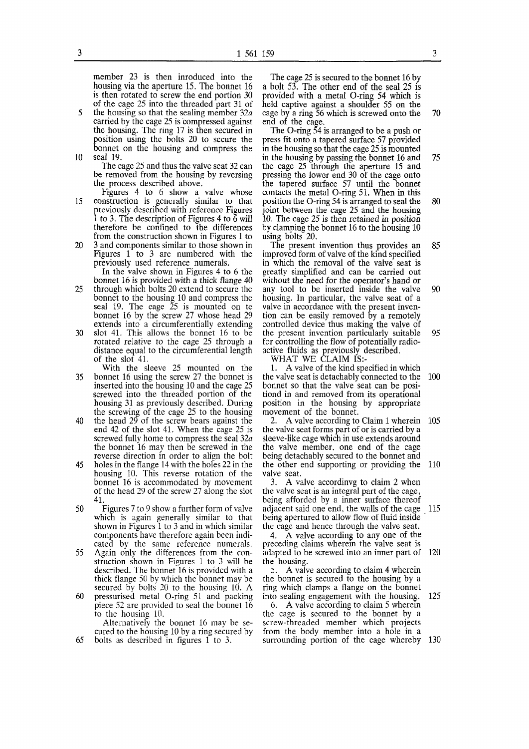member 23 is then inroduced into the housing via the aperture 15. The bonnet 16 is then rotated to screw the end portion 30 of the cage 25 into the threaded part 31 of the housing so that the sealing member 32*a* carried by the cage 25 is compressed against the housing. The ring 17 is then secured in position using the bolts 20 to secure the bonnet on the housing and compress the seal 19.

The cage 25 and thus the valve seat 32 can be removed from the housing by reversing the process described above.

Figures 4 to 6 show a valve whose construction is generally similar to that previously described with reference Figures 1 to 3. The description of Figures 4 to 6 will therefore be confined to the differences from the construction shown in Figures 1 to 3 and components similar to those shown in Figures 1 to 3 are numbered with the previously used reference numerals.

In the valve shown in Figures 4 to 6 the bonnet 16 is provided with a thick flange 40 through which bolts 20 extend to secure the bonnet to the housing 10 and compress the seal 19. The cage 25 is mounted on te bonnet 16 by the screw 27 whose head 29 extends into a circumferentially extending slot 41. This allows the bonnet 16 to be rotated relative to the cage 25 through a distance equal to the circumferential length of the slot 41.

With the sleeve 25 mounted on the bonnet 16 using the screw 27 the bonnet is inserted into the housing 10 and the cage 25 screwed into the threaded portion of the housing 31 as previously described. During the screwing of the cage 25 to the housing the head 29 of the screw bears against the end 42 of the slot 41. When the cage 25 is screwed fully home to compress the seal 32*a* the bonnet 16 may then be screwed in the reverse direction in order to align the bolt holes in the flange 14 with the holes 22 in the housing 10. This reverse rotation of the bonnet 16 is accommodated by movement of the head 29 of the screw 27 along the slot 41.

Figures 7 to 9 show a further form of valve which is again generally similar to that shown in Figures 1 to 3 and in which similar components have therefore again been indicated by the same reference numerals. Again only the differences from the construction shown in Figures 1 to 3 will be described. The bonnet 16 is provided with a thick flange 50 by which the bonnet may be secured by bolts 20 to the housing 10. A pressurised metal O-ring 51 and packing piece 52 are provided to seal the bonnet 16 to the housing 10.

Alternatively the bonnet 16 may be secured to the housing 10 by a ring secured by bolts as described in figures 1 to 3.

The cage 25 is secured to the bonnet 16 by a bolt 53. The other end of the seal 25 is provided with a metal O-ring 54 which is held captive against a shoulder 55 on the cage by a ring 56 which is screwed onto the end of the cage.

The O-ring 54 is arranged to be a push or press fit onto a tapered surface 57 provided in the housing so that the cage 25 is mounted in the housing by passing the bonnet 16 and the cage 25 through the aperture 15 and pressing the lower end 30 of the cage onto the tapered surface 57 until the bonnet contacts the metal O-ring 51. When in this position the O-ring 54 is arranged to seal the joint between the cage 25 and the housing 10. The cage 25 is then retained in position by clamping the bonnet 16 to the housing 10 using bolts 20.

The present invention thus provides an improved form of valve of the kind specified in which the removal of the valve seat is greatly simplified and can be carried out without the need for the operator's hand or any tool to be inserted inside the valve housing. In particular, the valve seat of a valve in accordance with the present invention can be easily removed by a remotely controlled device thus making the valve of the present invention particularly suitable for controlling the flow of potentially radioactive fluids as previously described.

WHAT WE CLAIM IS:-

1. A valve of the kind specified in which the valve seat is detachably connected to the bonnet so that the valve seat can be positiond in and removed from its operational position in the housing by appropriate movement of the bonnet.

2. A valve according to Claim 1 wherein the valve seat forms part of or is carried by a sleeve-like cage which in use extends around the valve member, one end of the cage being detachably secured to the bonnet and the other end supporting or providing the valve seat.

3. A valve accordinvg to claim 2 when the valve seat is an integral part of the cage, being afforded by a inner surface thereof adjacent said one end, the walls of the cage being apertured to allow flow of fluid inside the cage and hence through the valve seat.

4. A valve according to any one of the preceding claims wherein the valve seat is adapted to be screwed into an inner part of the housing.

5. A valve according to claim 4 wherein the bonnet is secured to the housing by a ring which clamps a flange on the bonnet into sealing engagement with the housing.

6. A valve according to claim 5 wherein the cage is secured to the bonnet by a screw-threaded member which projects from the body member into a hole in a surrounding portion of the cage whereby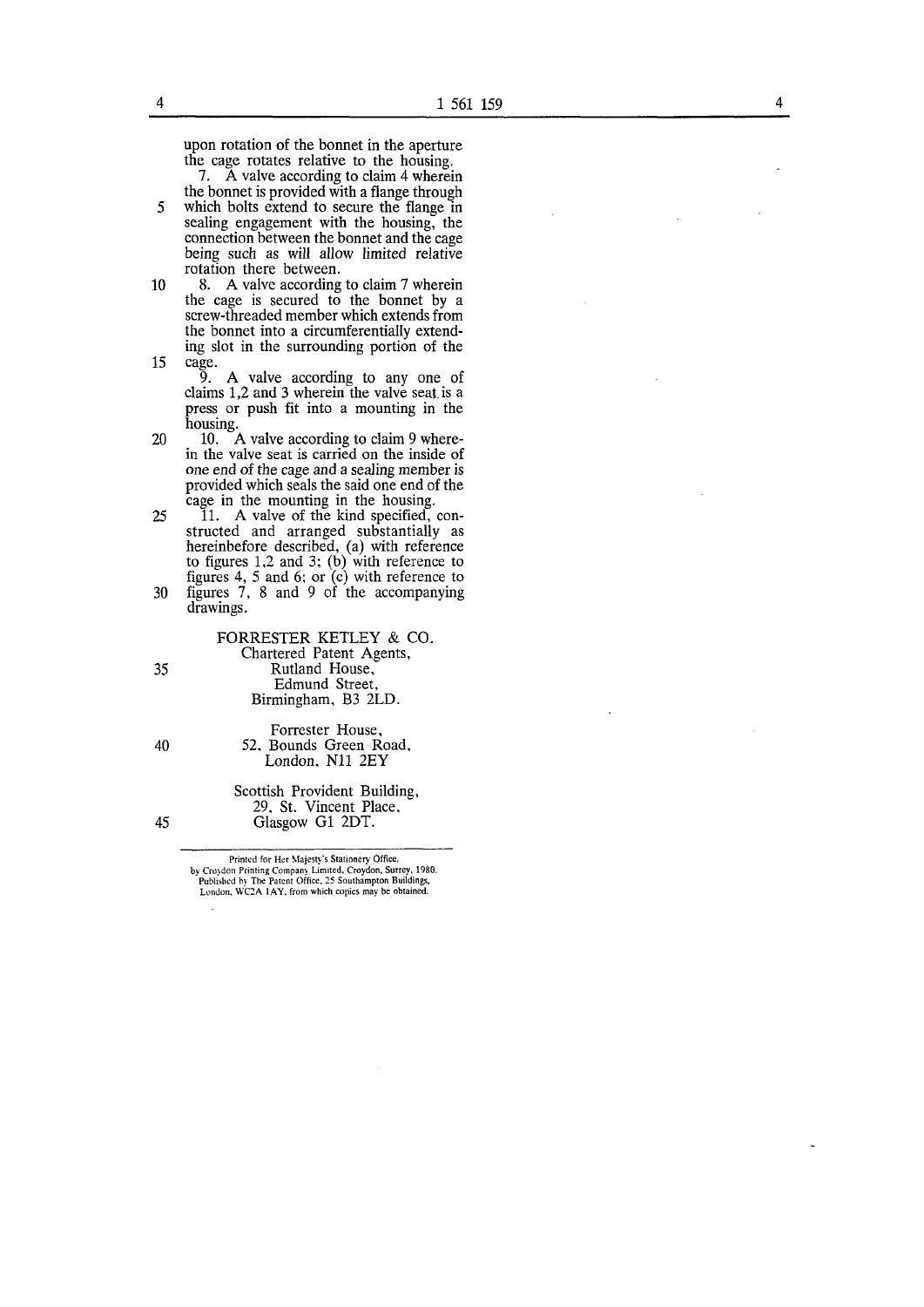upon rotation of the bonnet in the aperture the cage rotates relative to the housing.

7. A valve according to claim 4 wherein the bonnet is provided with a flange through which bolts extend to secure the flange in sealing engagement with the housing, the connection between the bonnet and the cage being such as will allow limited relative rotation there between.

8. A valve according to claim 7 wherein the cage is secured to the bonnet by a screw-threaded member which extends from the bonnet into a circumferentially extending slot in the surrounding portion of the cage.

9. A valve according to any one of claims 1,2 and 3 wherein the valve seat is a press or push fit into a mounting in the housing.

10. A valve according to claim 9 wherein the valve seat is carried on the inside of one end of the cage and a sealing member is provided which seals the said one end of the cage in the mounting in the housing.

11. A valve of the kind specified, constructed and arranged substantially as hereinbefore described, (a) with reference to figures 1,2 and 3; (b) with reference to figures 4, 5 and 6; or (c) with reference to figures 7, 8 and 9 of the accompanying drawings.

FORRESTER KETLEY & CO.
Chartered Patent Agents,
Rutland House,
Edmund Street,
Birmingham, B3 2LD.

Forrester House,
52, Bounds Green Road,
London, N11 2EY

Scottish Provident Building,
29, St. Vincent Place,
Glasgow G1 2DT.

Printed for Her Majesty's Stationery Office,
by Croydon Printing Company Limited, Croydon, Surrey, 1980.
Published by The Patent Office, 25 Southampton Buildings,
London, WC2A 1AY, from which copies may be obtained.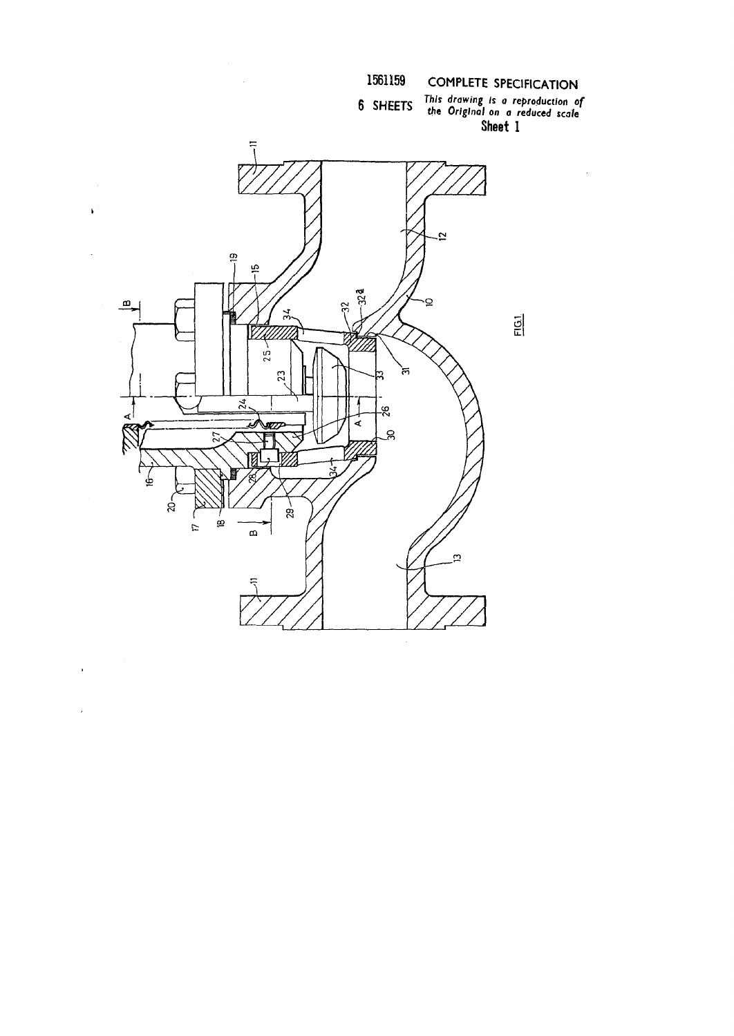1561159 COMPLETE SPECIFICATION

6 SHEETS *This drawing is a reproduction of the Original on a reduced scale*

Sheet 1

FIG.1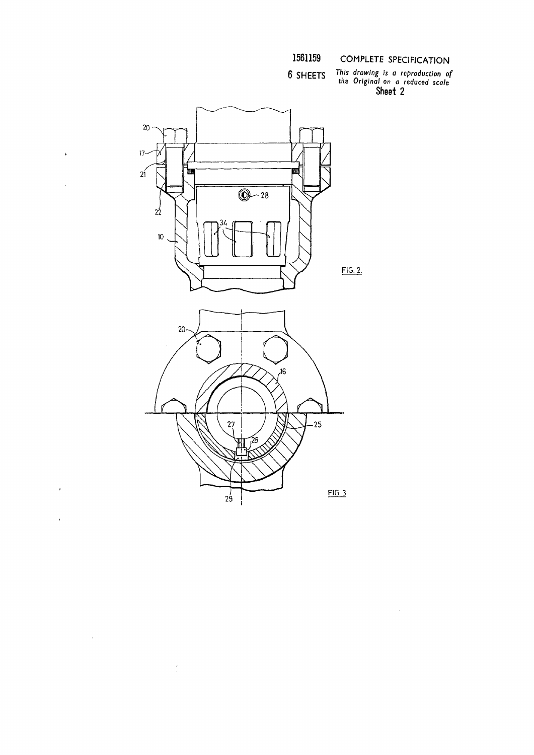1561159 COMPLETE SPECIFICATION

6 SHEETS *This drawing is a reproduction of the Original on a reduced scale*

**Sheet 2**

FIG. 2.

FIG. 3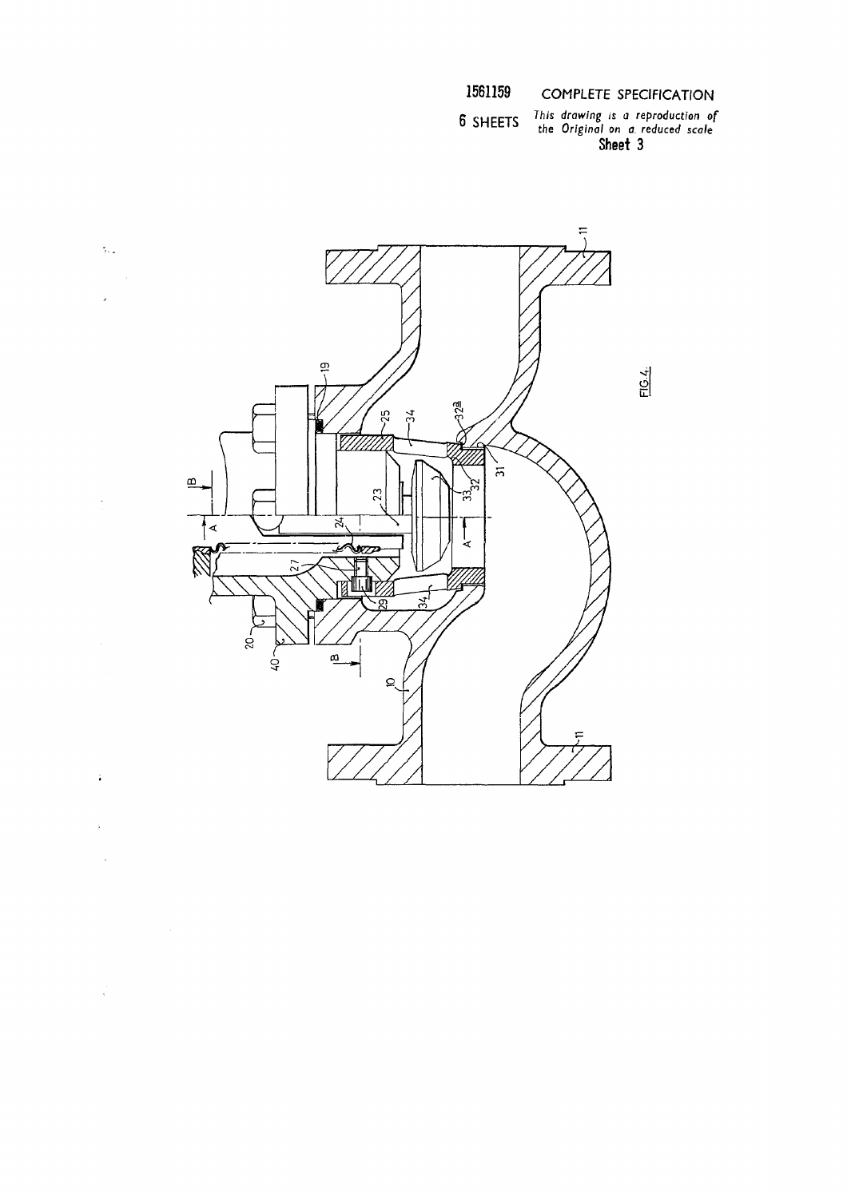1561159 COMPLETE SPECIFICATION

6 SHEETS *This drawing is a reproduction of the Original on a reduced scale*

**Sheet 3**

FIG.4.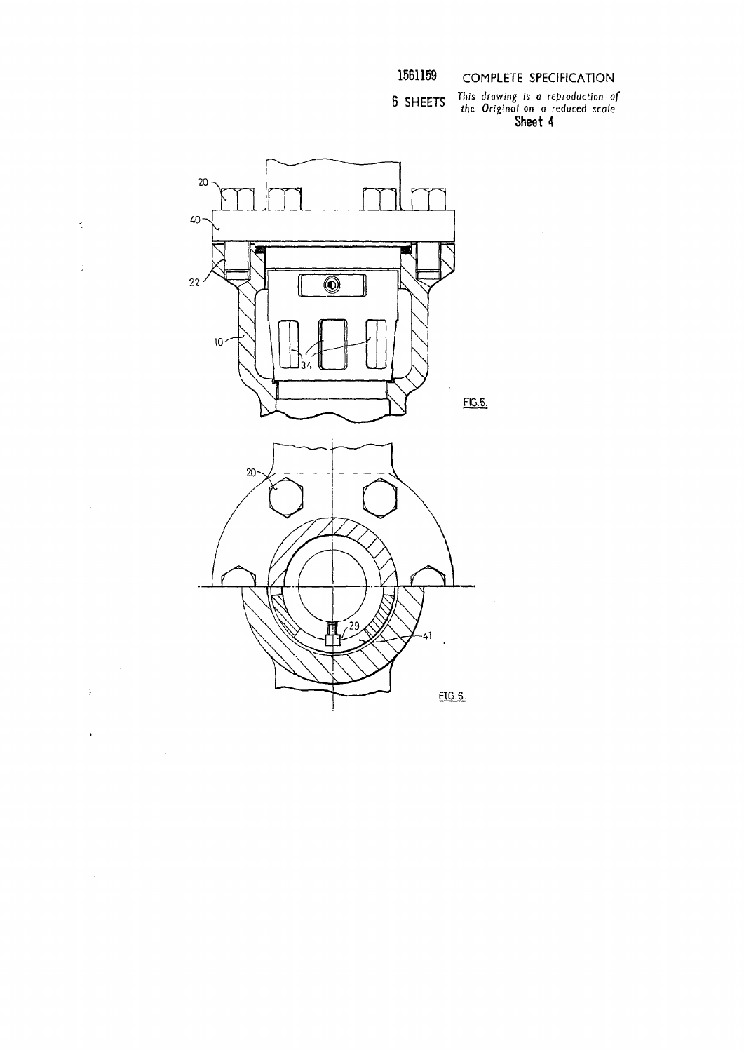1561159 COMPLETE SPECIFICATION

6 SHEETS *This drawing is a reproduction of the Original on a reduced scale*

**Sheet 4**

20

40

22

10

34

FIG.5.

20

29

41

FIG.6.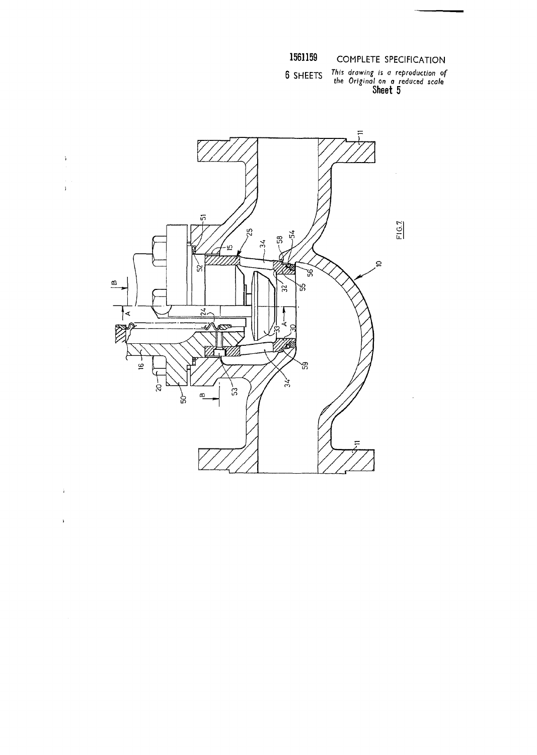1561159 COMPLETE SPECIFICATION

6 SHEETS *This drawing is a reproduction of the Original on a reduced scale*

**Sheet 5**

FIG.7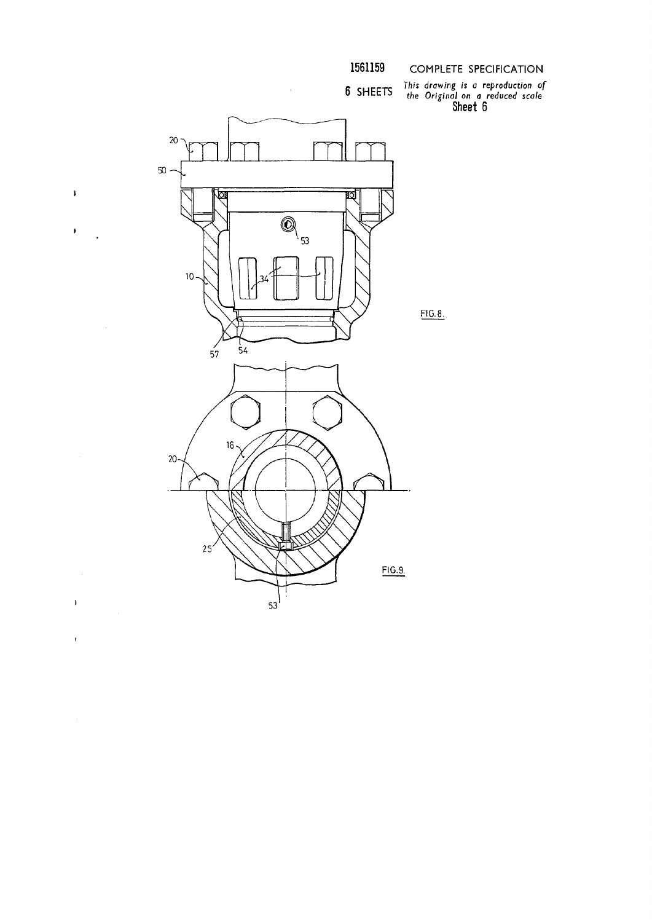1561159 COMPLETE SPECIFICATION

6 SHEETS *This drawing is a reproduction of the Original on a reduced scale*

Sheet 6

20

50

53

10

34

57

54

FIG.8.

16

20

25

53

FIG.9.